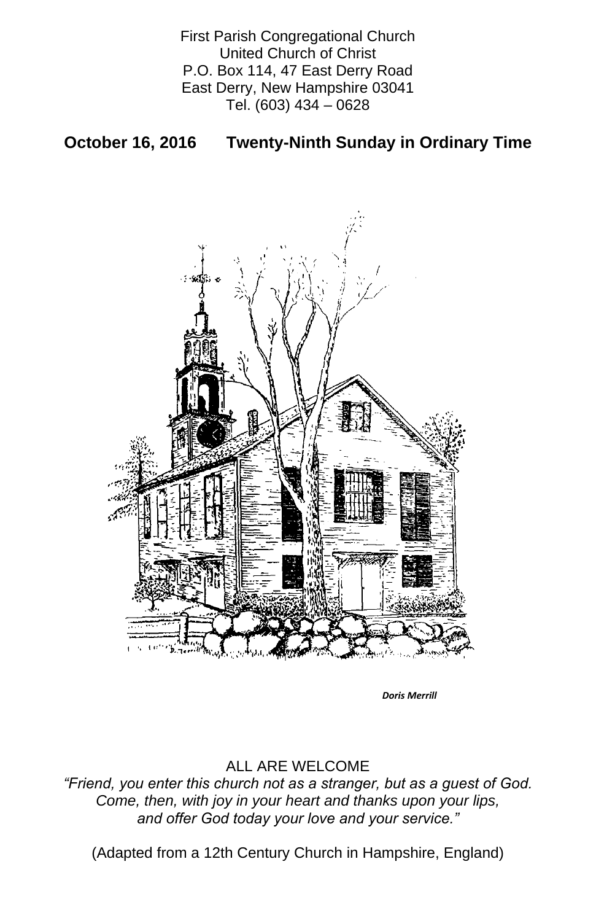First Parish Congregational Church
United Church of Christ
P.O. Box 114, 47 East Derry Road
East Derry, New Hampshire 03041
Tel. (603) 434 – 0628

**October 16, 2016 Twenty-Ninth Sunday in Ordinary Time**

***Doris Merrill***

ALL ARE WELCOME

*"Friend, you enter this church not as a stranger, but as a guest of God.*
*Come, then, with joy in your heart and thanks upon your lips,*
*and offer God today your love and your service."*

(Adapted from a 12th Century Church in Hampshire, England)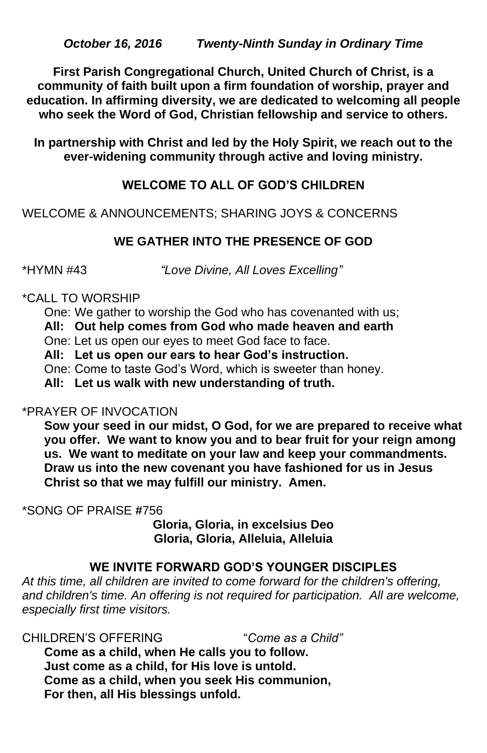*October 16, 2016 Twenty-Ninth Sunday in Ordinary Time*

**First Parish Congregational Church, United Church of Christ, is a community of faith built upon a firm foundation of worship, prayer and education. In affirming diversity, we are dedicated to welcoming all people who seek the Word of God, Christian fellowship and service to others.**

**In partnership with Christ and led by the Holy Spirit, we reach out to the ever-widening community through active and loving ministry.**

## WELCOME TO ALL OF GOD'S CHILDREN

WELCOME & ANNOUNCEMENTS; SHARING JOYS & CONCERNS

## WE GATHER INTO THE PRESENCE OF GOD

*HYMN #43 *"Love Divine, All Loves Excelling"*

*CALL TO WORSHIP

One: We gather to worship the God who has covenanted with us;
**All: Out help comes from God who made heaven and earth**
One: Let us open our eyes to meet God face to face.
**All: Let us open our ears to hear God's instruction.**
One: Come to taste God's Word, which is sweeter than honey.
**All: Let us walk with new understanding of truth.**

*PRAYER OF INVOCATION

**Sow your seed in our midst, O God, for we are prepared to receive what you offer. We want to know you and to bear fruit for your reign among us. We want to meditate on your law and keep your commandments. Draw us into the new covenant you have fashioned for us in Jesus Christ so that we may fulfill our ministry. Amen.**

*SONG OF PRAISE #756

**Gloria, Gloria, in excelsius Deo**
**Gloria, Gloria, Alleluia, Alleluia**

## WE INVITE FORWARD GOD'S YOUNGER DISCIPLES

*At this time, all children are invited to come forward for the children's offering, and children's time. An offering is not required for participation. All are welcome, especially first time visitors.*

CHILDREN'S OFFERING "*Come as a Child"*

**Come as a child, when He calls you to follow.**
**Just come as a child, for His love is untold.**
**Come as a child, when you seek His communion,**
**For then, all His blessings unfold.**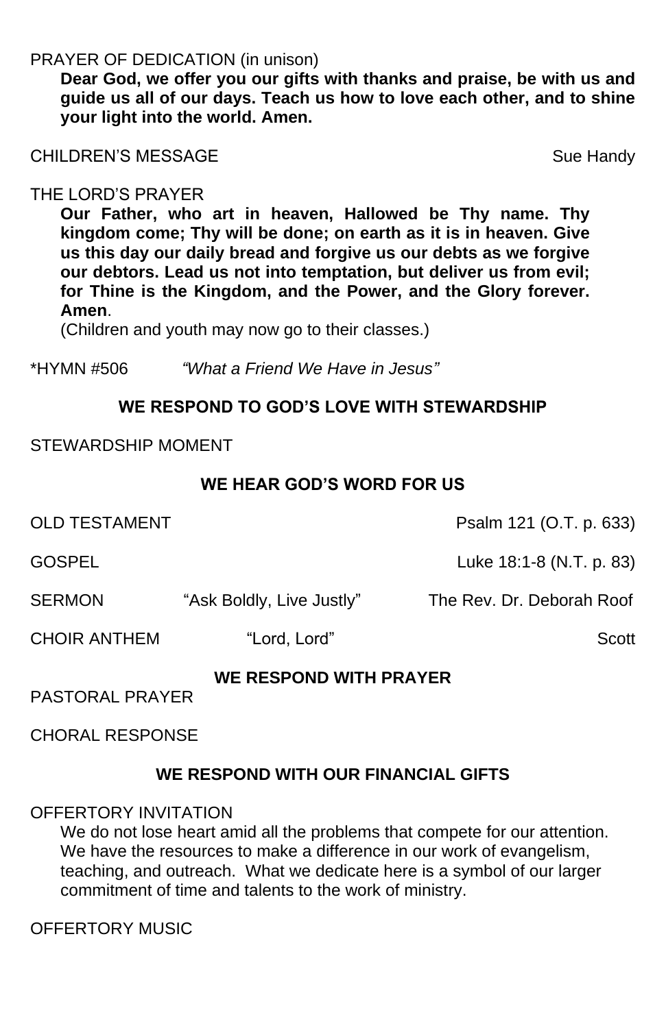PRAYER OF DEDICATION (in unison)

**Dear God, we offer you our gifts with thanks and praise, be with us and guide us all of our days. Teach us how to love each other, and to shine your light into the world. Amen.**

CHILDREN'S MESSAGE — Sue Handy

THE LORD'S PRAYER

**Our Father, who art in heaven, Hallowed be Thy name. Thy kingdom come; Thy will be done; on earth as it is in heaven. Give us this day our daily bread and forgive us our debts as we forgive our debtors. Lead us not into temptation, but deliver us from evil; for Thine is the Kingdom, and the Power, and the Glory forever. Amen**.

(Children and youth may now go to their classes.)

*HYMN #506 *"What a Friend We Have in Jesus"*

## WE RESPOND TO GOD'S LOVE WITH STEWARDSHIP

STEWARDSHIP MOMENT

## WE HEAR GOD'S WORD FOR US

OLD TESTAMENT — Psalm 121 (O.T. p. 633)

GOSPEL — Luke 18:1-8 (N.T. p. 83)

SERMON "Ask Boldly, Live Justly" — The Rev. Dr. Deborah Roof

CHOIR ANTHEM "Lord, Lord" — Scott

## WE RESPOND WITH PRAYER

PASTORAL PRAYER

CHORAL RESPONSE

## WE RESPOND WITH OUR FINANCIAL GIFTS

OFFERTORY INVITATION

We do not lose heart amid all the problems that compete for our attention. We have the resources to make a difference in our work of evangelism, teaching, and outreach. What we dedicate here is a symbol of our larger commitment of time and talents to the work of ministry.

OFFERTORY MUSIC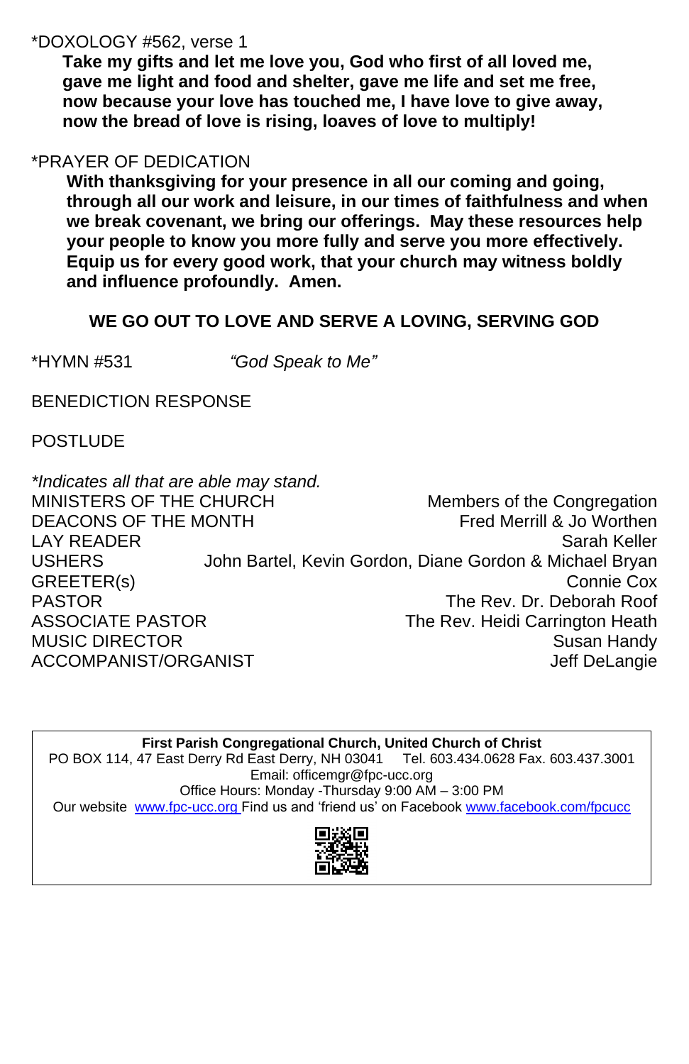*DOXOLOGY #562, verse 1

**Take my gifts and let me love you, God who first of all loved me, gave me light and food and shelter, gave me life and set me free, now because your love has touched me, I have love to give away, now the bread of love is rising, loaves of love to multiply!**

*PRAYER OF DEDICATION

**With thanksgiving for your presence in all our coming and going, through all our work and leisure, in our times of faithfulness and when we break covenant, we bring our offerings. May these resources help your people to know you more fully and serve you more effectively. Equip us for every good work, that your church may witness boldly and influence profoundly. Amen.**

**WE GO OUT TO LOVE AND SERVE A LOVING, SERVING GOD**

*HYMN #531 *"God Speak to Me"*

BENEDICTION RESPONSE

POSTLUDE

*\*Indicates all that are able may stand.*

MINISTERS OF THE CHURCH — Members of the Congregation
DEACONS OF THE MONTH — Fred Merrill & Jo Worthen
LAY READER — Sarah Keller
USHERS — John Bartel, Kevin Gordon, Diane Gordon & Michael Bryan
GREETER(s) — Connie Cox
PASTOR — The Rev. Dr. Deborah Roof
ASSOCIATE PASTOR — The Rev. Heidi Carrington Heath
MUSIC DIRECTOR — Susan Handy
ACCOMPANIST/ORGANIST — Jeff DeLangie

**First Parish Congregational Church, United Church of Christ**
PO BOX 114, 47 East Derry Rd East Derry, NH 03041 Tel. 603.434.0628 Fax. 603.437.3001
Email: officemgr@fpc-ucc.org
Office Hours: Monday -Thursday 9:00 AM – 3:00 PM
Our website www.fpc-ucc.org Find us and 'friend us' on Facebook www.facebook.com/fpcucc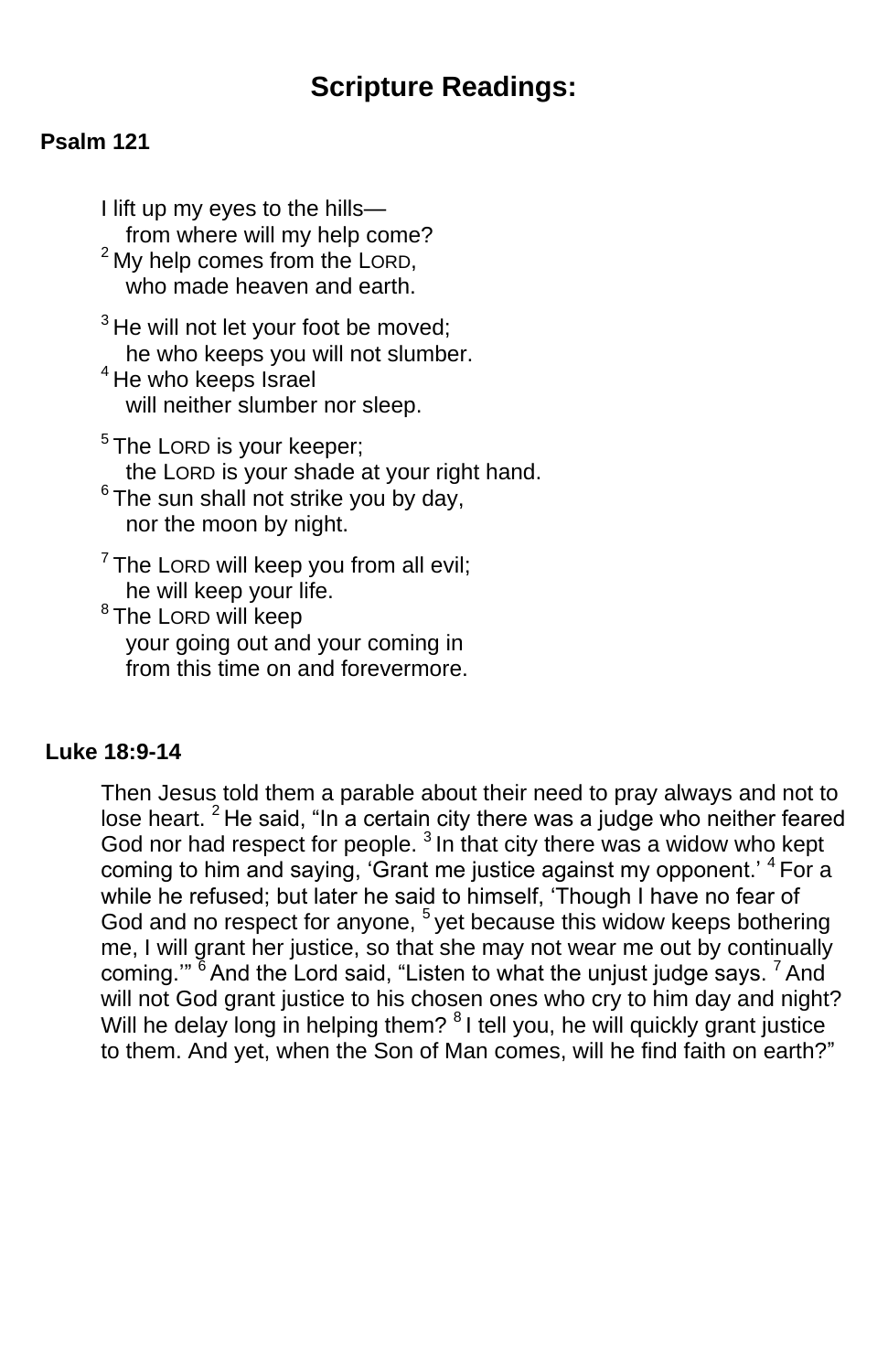# Scripture Readings:

**Psalm 121**

I lift up my eyes to the hills—
  from where will my help come?
[2] My help comes from the LORD,
  who made heaven and earth.

[3] He will not let your foot be moved;
  he who keeps you will not slumber.
[4] He who keeps Israel
  will neither slumber nor sleep.

[5] The LORD is your keeper;
  the LORD is your shade at your right hand.
[6] The sun shall not strike you by day,
  nor the moon by night.

[7] The LORD will keep you from all evil;
  he will keep your life.
[8] The LORD will keep
  your going out and your coming in
  from this time on and forevermore.

**Luke 18:9-14**

Then Jesus told them a parable about their need to pray always and not to lose heart. [2] He said, "In a certain city there was a judge who neither feared God nor had respect for people. [3] In that city there was a widow who kept coming to him and saying, 'Grant me justice against my opponent.' [4] For a while he refused; but later he said to himself, 'Though I have no fear of God and no respect for anyone, [5] yet because this widow keeps bothering me, I will grant her justice, so that she may not wear me out by continually coming.'" [6] And the Lord said, "Listen to what the unjust judge says. [7] And will not God grant justice to his chosen ones who cry to him day and night? Will he delay long in helping them? [8] I tell you, he will quickly grant justice to them. And yet, when the Son of Man comes, will he find faith on earth?"